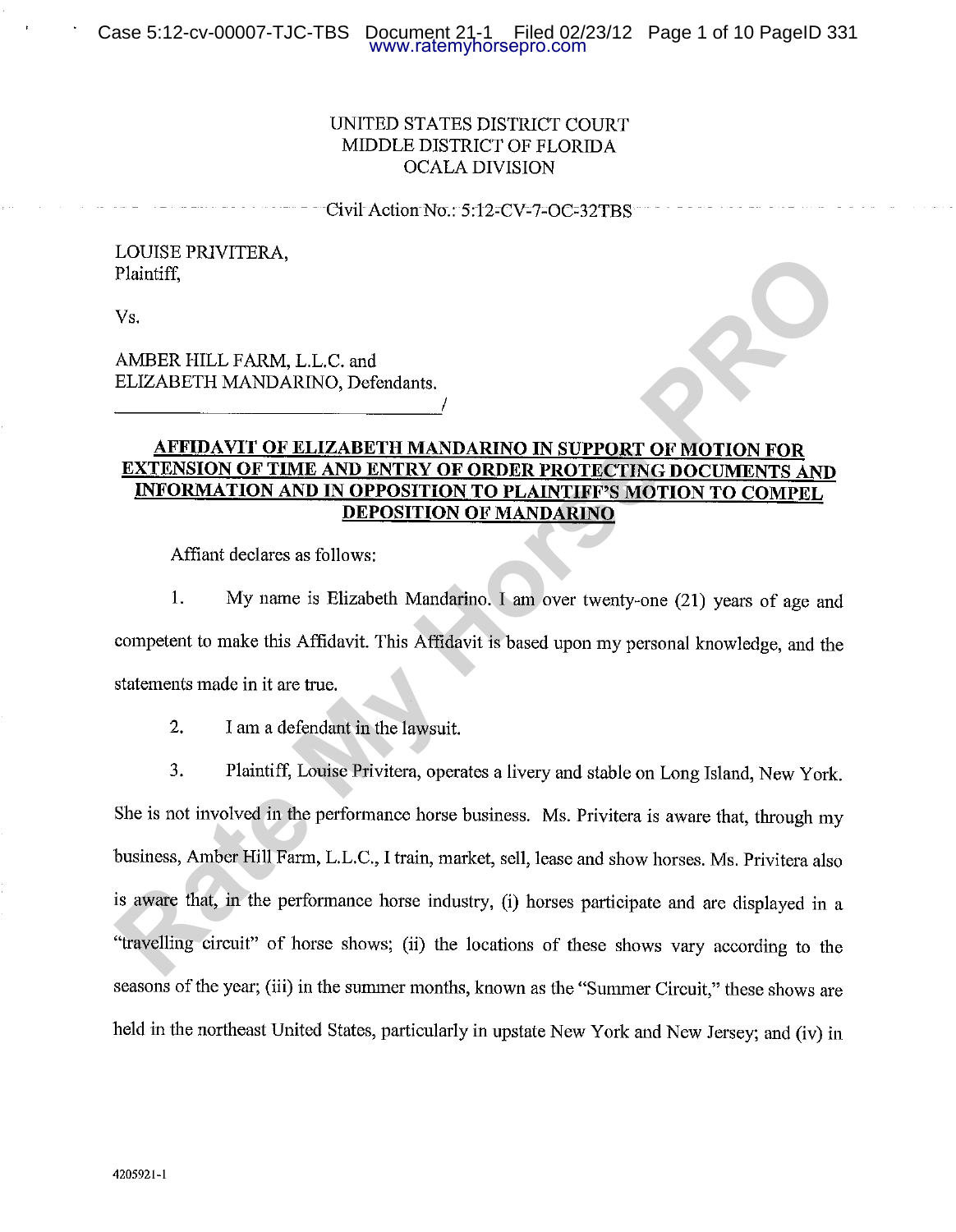UNITED STATES DISTRICT COURT
MIDDLE DISTRICT OF FLORIDA
OCALA DIVISION

Civil Action No.: 5:12-CV-7-OC-32TBS

LOUISE PRIVITERA,
Plaintiff,

Vs.

AMBER HILL FARM, L.L.C. and
ELIZABETH MANDARINO, Defendants.
_______________________________/

## AFFIDAVIT OF ELIZABETH MANDARINO IN SUPPORT OF MOTION FOR EXTENSION OF TIME AND ENTRY OF ORDER PROTECTING DOCUMENTS AND INFORMATION AND IN OPPOSITION TO PLAINTIFF'S MOTION TO COMPEL DEPOSITION OF MANDARINO

Affiant declares as follows:

1. My name is Elizabeth Mandarino. I am over twenty-one (21) years of age and competent to make this Affidavit. This Affidavit is based upon my personal knowledge, and the statements made in it are true.

2. I am a defendant in the lawsuit.

3. Plaintiff, Louise Privitera, operates a livery and stable on Long Island, New York. She is not involved in the performance horse business. Ms. Privitera is aware that, through my business, Amber Hill Farm, L.L.C., I train, market, sell, lease and show horses. Ms. Privitera also is aware that, in the performance horse industry, (i) horses participate and are displayed in a "travelling circuit" of horse shows; (ii) the locations of these shows vary according to the seasons of the year; (iii) in the summer months, known as the "Summer Circuit," these shows are held in the northeast United States, particularly in upstate New York and New Jersey; and (iv) in

4205921-1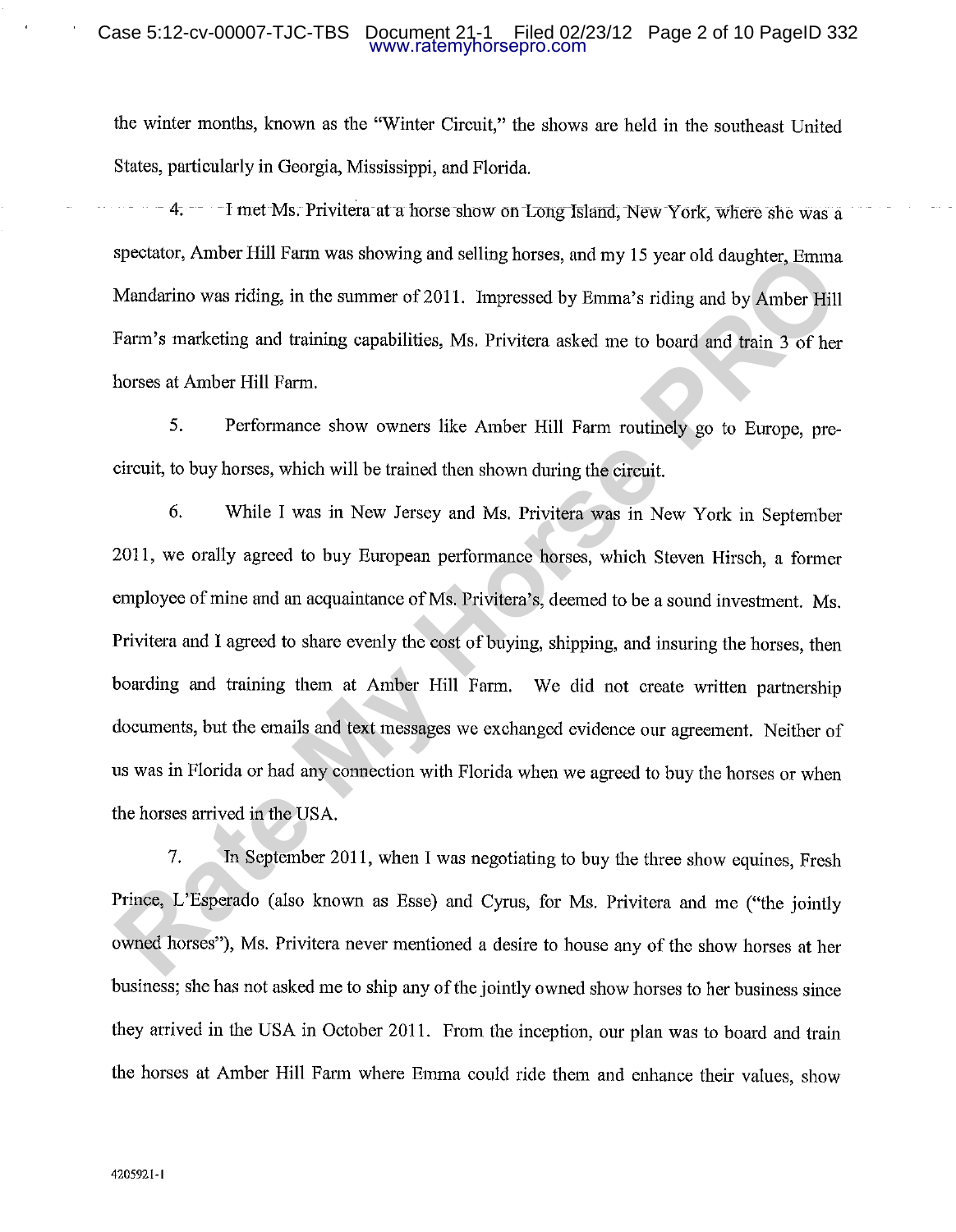the winter months, known as the "Winter Circuit," the shows are held in the southeast United States, particularly in Georgia, Mississippi, and Florida.

4. I met Ms. Privitera at a horse show on Long Island, New York, where she was a spectator, Amber Hill Farm was showing and selling horses, and my 15 year old daughter, Emma Mandarino was riding, in the summer of 2011. Impressed by Emma's riding and by Amber Hill Farm's marketing and training capabilities, Ms. Privitera asked me to board and train 3 of her horses at Amber Hill Farm.

5. Performance show owners like Amber Hill Farm routinely go to Europe, pre-circuit, to buy horses, which will be trained then shown during the circuit.

6. While I was in New Jersey and Ms. Privitera was in New York in September 2011, we orally agreed to buy European performance horses, which Steven Hirsch, a former employee of mine and an acquaintance of Ms. Privitera's, deemed to be a sound investment. Ms. Privitera and I agreed to share evenly the cost of buying, shipping, and insuring the horses, then boarding and training them at Amber Hill Farm. We did not create written partnership documents, but the emails and text messages we exchanged evidence our agreement. Neither of us was in Florida or had any connection with Florida when we agreed to buy the horses or when the horses arrived in the USA.

7. In September 2011, when I was negotiating to buy the three show equines, Fresh Prince, L'Esperado (also known as Esse) and Cyrus, for Ms. Privitera and me ("the jointly owned horses"), Ms. Privitera never mentioned a desire to house any of the show horses at her business; she has not asked me to ship any of the jointly owned show horses to her business since they arrived in the USA in October 2011. From the inception, our plan was to board and train the horses at Amber Hill Farm where Emma could ride them and enhance their values, show

4205921-1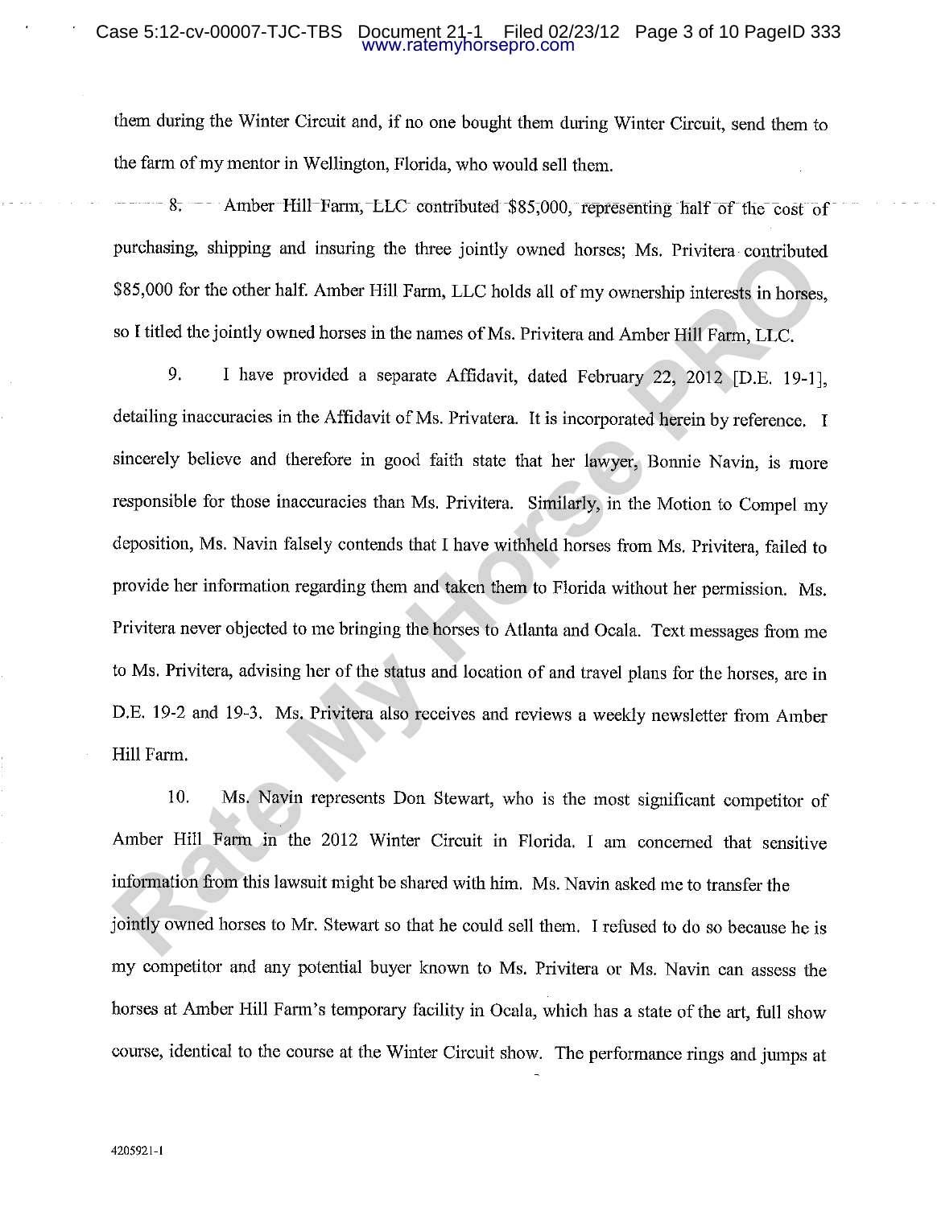them during the Winter Circuit and, if no one bought them during Winter Circuit, send them to the farm of my mentor in Wellington, Florida, who would sell them.

8. Amber Hill Farm, LLC contributed $85,000, representing half of the cost of purchasing, shipping and insuring the three jointly owned horses; Ms. Privitera contributed $85,000 for the other half. Amber Hill Farm, LLC holds all of my ownership interests in horses, so I titled the jointly owned horses in the names of Ms. Privitera and Amber Hill Farm, LLC.

9. I have provided a separate Affidavit, dated February 22, 2012 [D.E. 19-1], detailing inaccuracies in the Affidavit of Ms. Privatera. It is incorporated herein by reference. I sincerely believe and therefore in good faith state that her lawyer, Bonnie Navin, is more responsible for those inaccuracies than Ms. Privitera. Similarly, in the Motion to Compel my deposition, Ms. Navin falsely contends that I have withheld horses from Ms. Privitera, failed to provide her information regarding them and taken them to Florida without her permission. Ms. Privitera never objected to me bringing the horses to Atlanta and Ocala. Text messages from me to Ms. Privitera, advising her of the status and location of and travel plans for the horses, are in D.E. 19-2 and 19-3. Ms. Privitera also receives and reviews a weekly newsletter from Amber Hill Farm.

10. Ms. Navin represents Don Stewart, who is the most significant competitor of Amber Hill Farm in the 2012 Winter Circuit in Florida. I am concerned that sensitive information from this lawsuit might be shared with him. Ms. Navin asked me to transfer the jointly owned horses to Mr. Stewart so that he could sell them. I refused to do so because he is my competitor and any potential buyer known to Ms. Privitera or Ms. Navin can assess the horses at Amber Hill Farm's temporary facility in Ocala, which has a state of the art, full show course, identical to the course at the Winter Circuit show. The performance rings and jumps at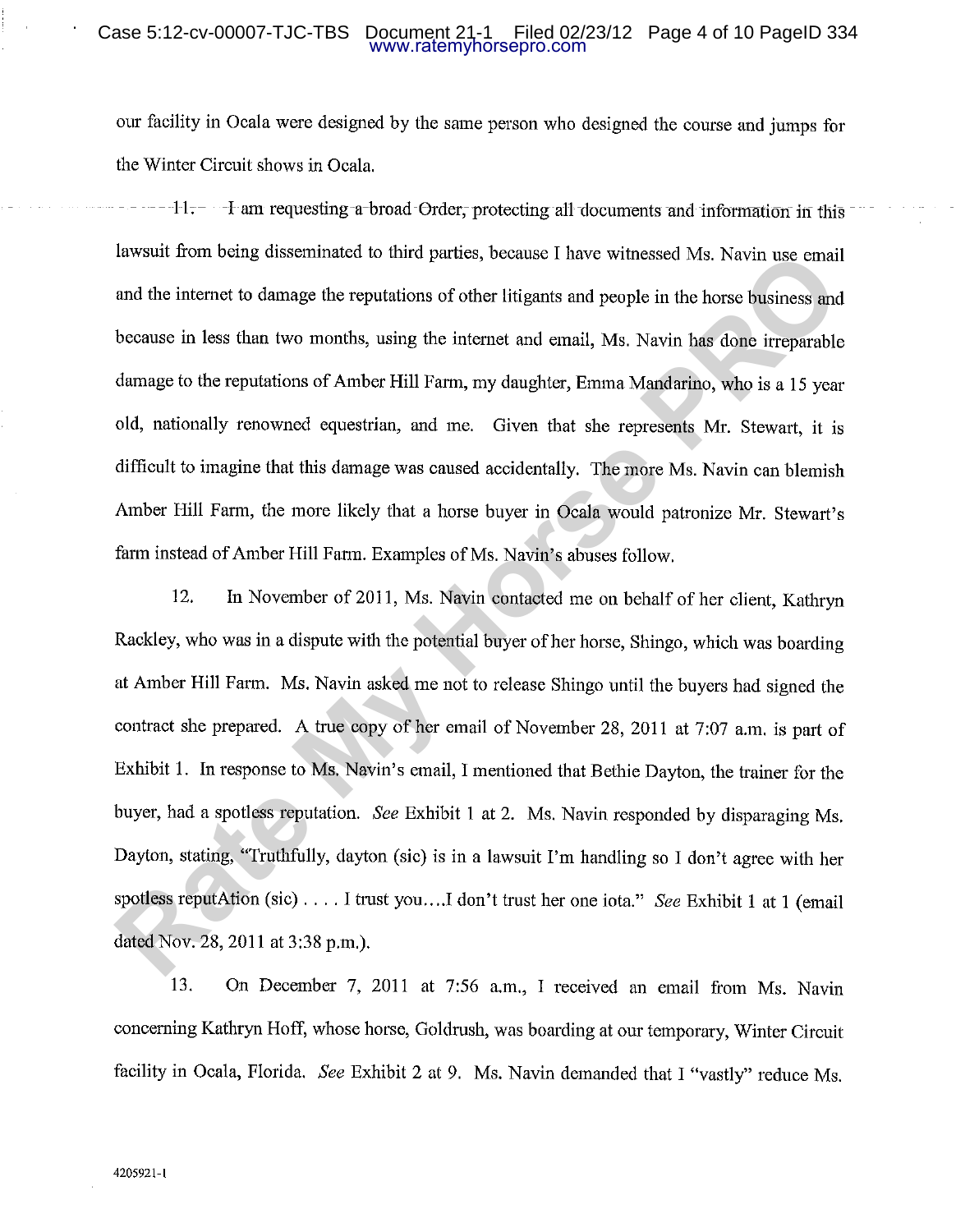our facility in Ocala were designed by the same person who designed the course and jumps for the Winter Circuit shows in Ocala.

11. I am requesting a broad Order, protecting all documents and information in this lawsuit from being disseminated to third parties, because I have witnessed Ms. Navin use email and the internet to damage the reputations of other litigants and people in the horse business and because in less than two months, using the internet and email, Ms. Navin has done irreparable damage to the reputations of Amber Hill Farm, my daughter, Emma Mandarino, who is a 15 year old, nationally renowned equestrian, and me. Given that she represents Mr. Stewart, it is difficult to imagine that this damage was caused accidentally. The more Ms. Navin can blemish Amber Hill Farm, the more likely that a horse buyer in Ocala would patronize Mr. Stewart's farm instead of Amber Hill Farm. Examples of Ms. Navin's abuses follow.

12. In November of 2011, Ms. Navin contacted me on behalf of her client, Kathryn Rackley, who was in a dispute with the potential buyer of her horse, Shingo, which was boarding at Amber Hill Farm. Ms. Navin asked me not to release Shingo until the buyers had signed the contract she prepared. A true copy of her email of November 28, 2011 at 7:07 a.m. is part of Exhibit 1. In response to Ms. Navin's email, I mentioned that Bethie Dayton, the trainer for the buyer, had a spotless reputation. *See* Exhibit 1 at 2. Ms. Navin responded by disparaging Ms. Dayton, stating, "Truthfully, dayton (sic) is in a lawsuit I'm handling so I don't agree with her spotless reputAtion (sic) . . . . I trust you....I don't trust her one iota." *See* Exhibit 1 at 1 (email dated Nov. 28, 2011 at 3:38 p.m.).

13. On December 7, 2011 at 7:56 a.m., I received an email from Ms. Navin concerning Kathryn Hoff, whose horse, Goldrush, was boarding at our temporary, Winter Circuit facility in Ocala, Florida. *See* Exhibit 2 at 9. Ms. Navin demanded that I "vastly" reduce Ms.

4205921-1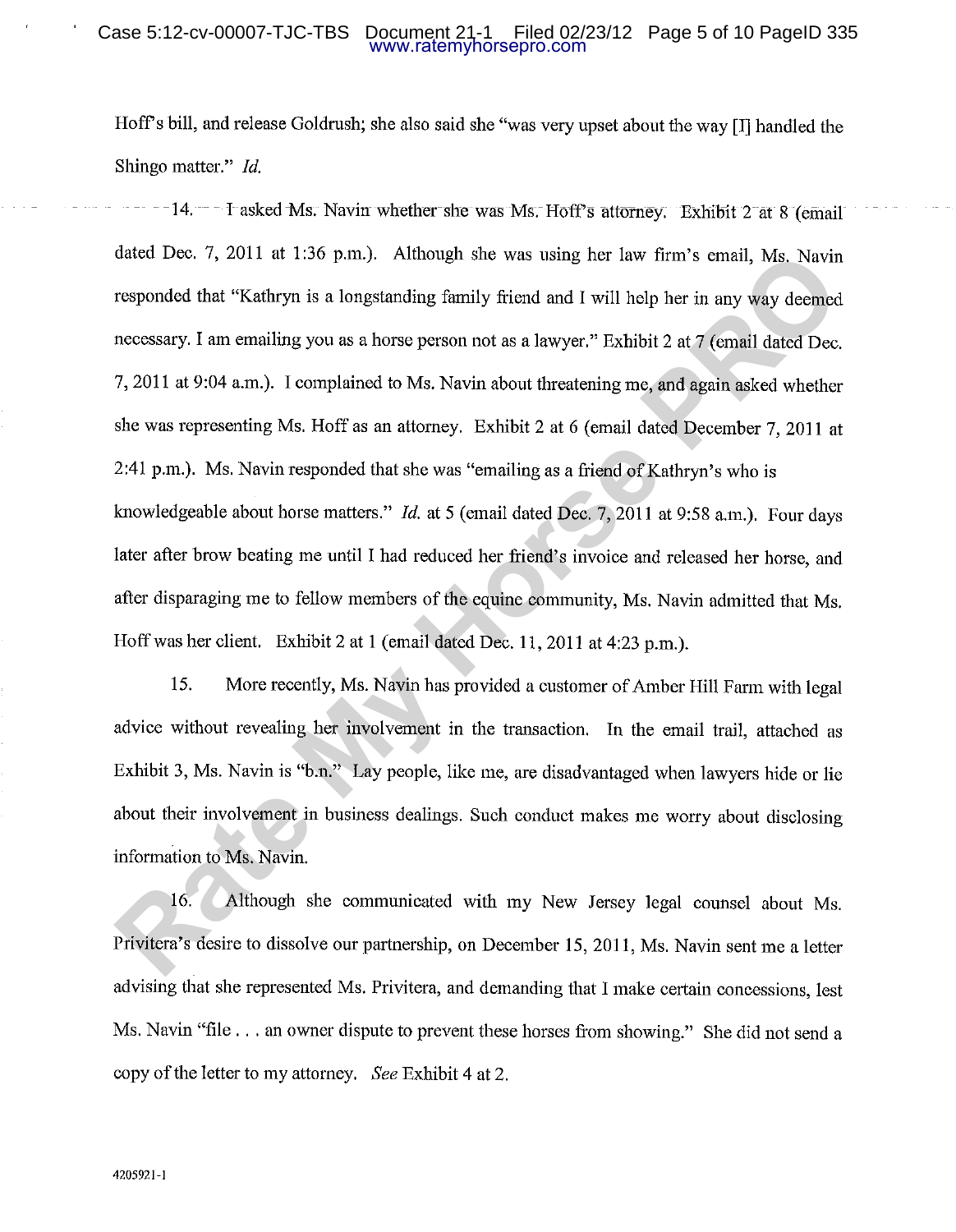Hoff's bill, and release Goldrush; she also said she "was very upset about the way [I] handled the Shingo matter." *Id.*

14. I asked Ms. Navin whether she was Ms. Hoff's attorney. Exhibit 2 at 8 (email dated Dec. 7, 2011 at 1:36 p.m.). Although she was using her law firm's email, Ms. Navin responded that "Kathryn is a longstanding family friend and I will help her in any way deemed necessary. I am emailing you as a horse person not as a lawyer." Exhibit 2 at 7 (email dated Dec. 7, 2011 at 9:04 a.m.). I complained to Ms. Navin about threatening me, and again asked whether she was representing Ms. Hoff as an attorney. Exhibit 2 at 6 (email dated December 7, 2011 at 2:41 p.m.). Ms. Navin responded that she was "emailing as a friend of Kathryn's who is knowledgeable about horse matters." *Id.* at 5 (email dated Dec. 7, 2011 at 9:58 a.m.). Four days later after brow beating me until I had reduced her friend's invoice and released her horse, and after disparaging me to fellow members of the equine community, Ms. Navin admitted that Ms. Hoff was her client. Exhibit 2 at 1 (email dated Dec. 11, 2011 at 4:23 p.m.).

15. More recently, Ms. Navin has provided a customer of Amber Hill Farm with legal advice without revealing her involvement in the transaction. In the email trail, attached as Exhibit 3, Ms. Navin is "b.n." Lay people, like me, are disadvantaged when lawyers hide or lie about their involvement in business dealings. Such conduct makes me worry about disclosing information to Ms. Navin.

16. Although she communicated with my New Jersey legal counsel about Ms. Privitera's desire to dissolve our partnership, on December 15, 2011, Ms. Navin sent me a letter advising that she represented Ms. Privitera, and demanding that I make certain concessions, lest Ms. Navin "file . . . an owner dispute to prevent these horses from showing." She did not send a copy of the letter to my attorney. *See* Exhibit 4 at 2.

4205921-1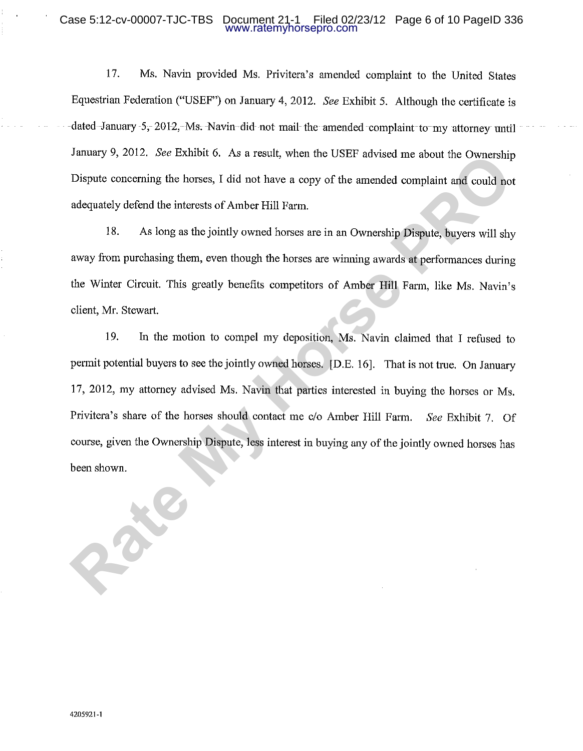17. Ms. Navin provided Ms. Privitera's amended complaint to the United States Equestrian Federation ("USEF") on January 4, 2012. *See* Exhibit 5. Although the certificate is dated January 5, 2012, Ms. Navin did not mail the amended complaint to my attorney until January 9, 2012. *See* Exhibit 6. As a result, when the USEF advised me about the Ownership Dispute concerning the horses, I did not have a copy of the amended complaint and could not adequately defend the interests of Amber Hill Farm.

18. As long as the jointly owned horses are in an Ownership Dispute, buyers will shy away from purchasing them, even though the horses are winning awards at performances during the Winter Circuit. This greatly benefits competitors of Amber Hill Farm, like Ms. Navin's client, Mr. Stewart.

19. In the motion to compel my deposition, Ms. Navin claimed that I refused to permit potential buyers to see the jointly owned horses. [D.E. 16]. That is not true. On January 17, 2012, my attorney advised Ms. Navin that parties interested in buying the horses or Ms. Privitera's share of the horses should contact me c/o Amber Hill Farm. *See* Exhibit 7. Of course, given the Ownership Dispute, less interest in buying any of the jointly owned horses has been shown.

4205921-1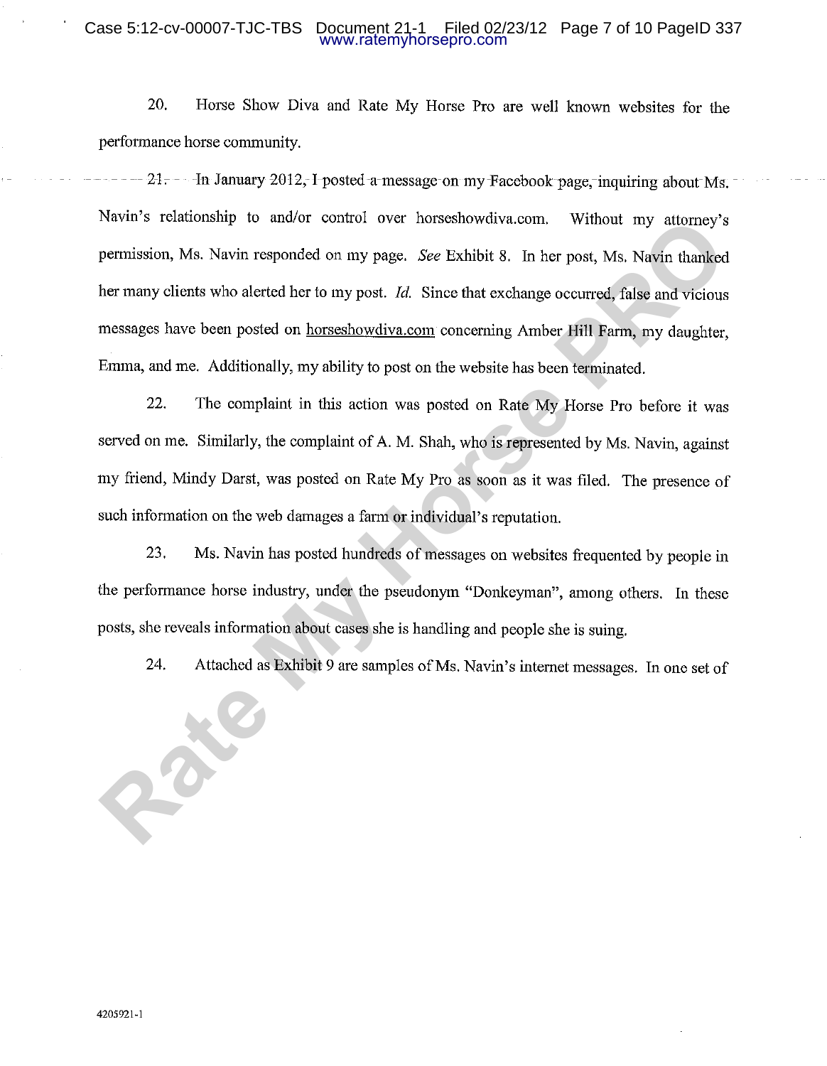20. Horse Show Diva and Rate My Horse Pro are well known websites for the performance horse community.

21. In January 2012, I posted a message on my Facebook page, inquiring about Ms. Navin's relationship to and/or control over horseshowdiva.com. Without my attorney's permission, Ms. Navin responded on my page. *See* Exhibit 8. In her post, Ms. Navin thanked her many clients who alerted her to my post. *Id.* Since that exchange occurred, false and vicious messages have been posted on horseshowdiva.com concerning Amber Hill Farm, my daughter, Emma, and me. Additionally, my ability to post on the website has been terminated.

22. The complaint in this action was posted on Rate My Horse Pro before it was served on me. Similarly, the complaint of A. M. Shah, who is represented by Ms. Navin, against my friend, Mindy Darst, was posted on Rate My Pro as soon as it was filed. The presence of such information on the web damages a farm or individual's reputation.

23. Ms. Navin has posted hundreds of messages on websites frequented by people in the performance horse industry, under the pseudonym "Donkeyman", among others. In these posts, she reveals information about cases she is handling and people she is suing.

24. Attached as Exhibit 9 are samples of Ms. Navin's internet messages. In one set of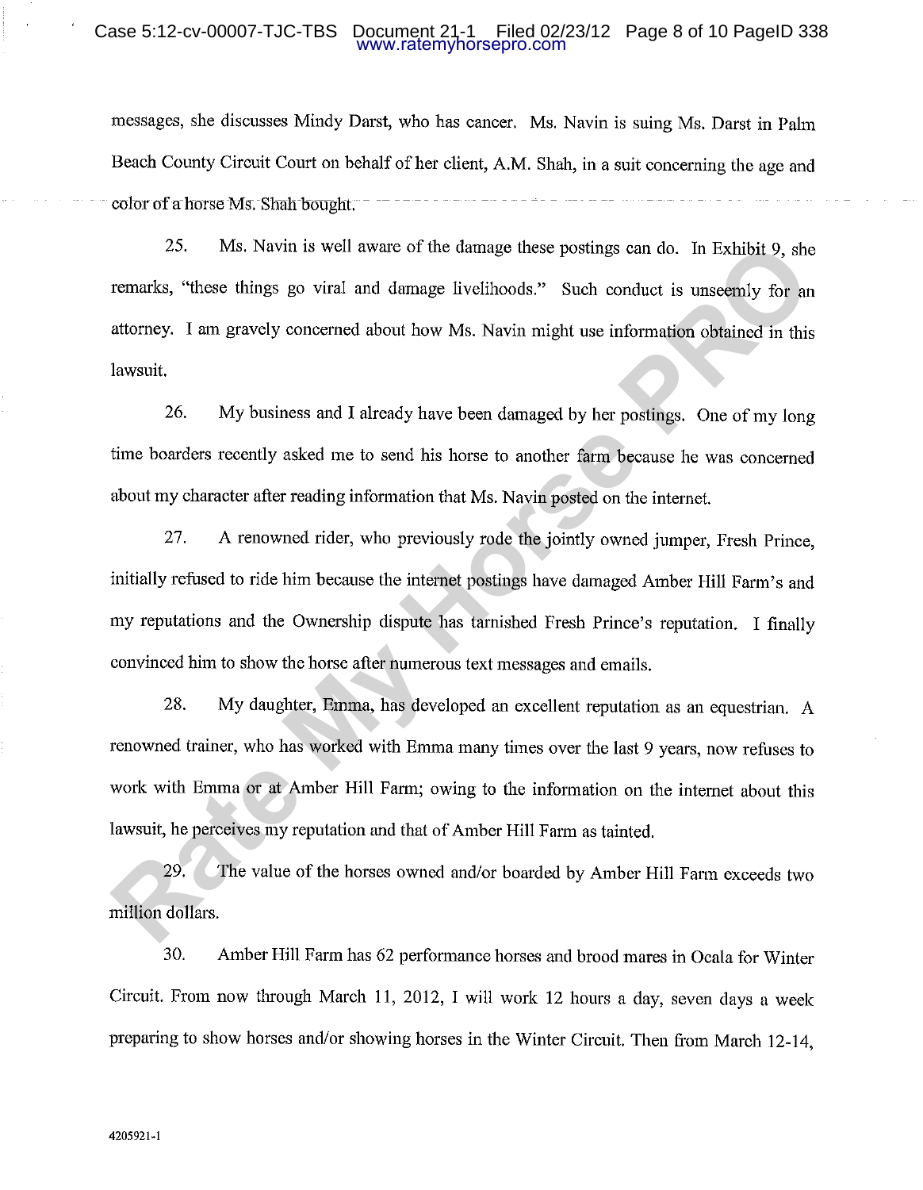messages, she discusses Mindy Darst, who has cancer. Ms. Navin is suing Ms. Darst in Palm Beach County Circuit Court on behalf of her client, A.M. Shah, in a suit concerning the age and color of a horse Ms. Shah bought.

25. Ms. Navin is well aware of the damage these postings can do. In Exhibit 9, she remarks, "these things go viral and damage livelihoods." Such conduct is unseemly for an attorney. I am gravely concerned about how Ms. Navin might use information obtained in this lawsuit.

26. My business and I already have been damaged by her postings. One of my long time boarders recently asked me to send his horse to another farm because he was concerned about my character after reading information that Ms. Navin posted on the internet.

27. A renowned rider, who previously rode the jointly owned jumper, Fresh Prince, initially refused to ride him because the internet postings have damaged Amber Hill Farm's and my reputations and the Ownership dispute has tarnished Fresh Prince's reputation. I finally convinced him to show the horse after numerous text messages and emails.

28. My daughter, Emma, has developed an excellent reputation as an equestrian. A renowned trainer, who has worked with Emma many times over the last 9 years, now refuses to work with Emma or at Amber Hill Farm; owing to the information on the internet about this lawsuit, he perceives my reputation and that of Amber Hill Farm as tainted.

29. The value of the horses owned and/or boarded by Amber Hill Farm exceeds two million dollars.

30. Amber Hill Farm has 62 performance horses and brood mares in Ocala for Winter Circuit. From now through March 11, 2012, I will work 12 hours a day, seven days a week preparing to show horses and/or showing horses in the Winter Circuit. Then from March 12-14,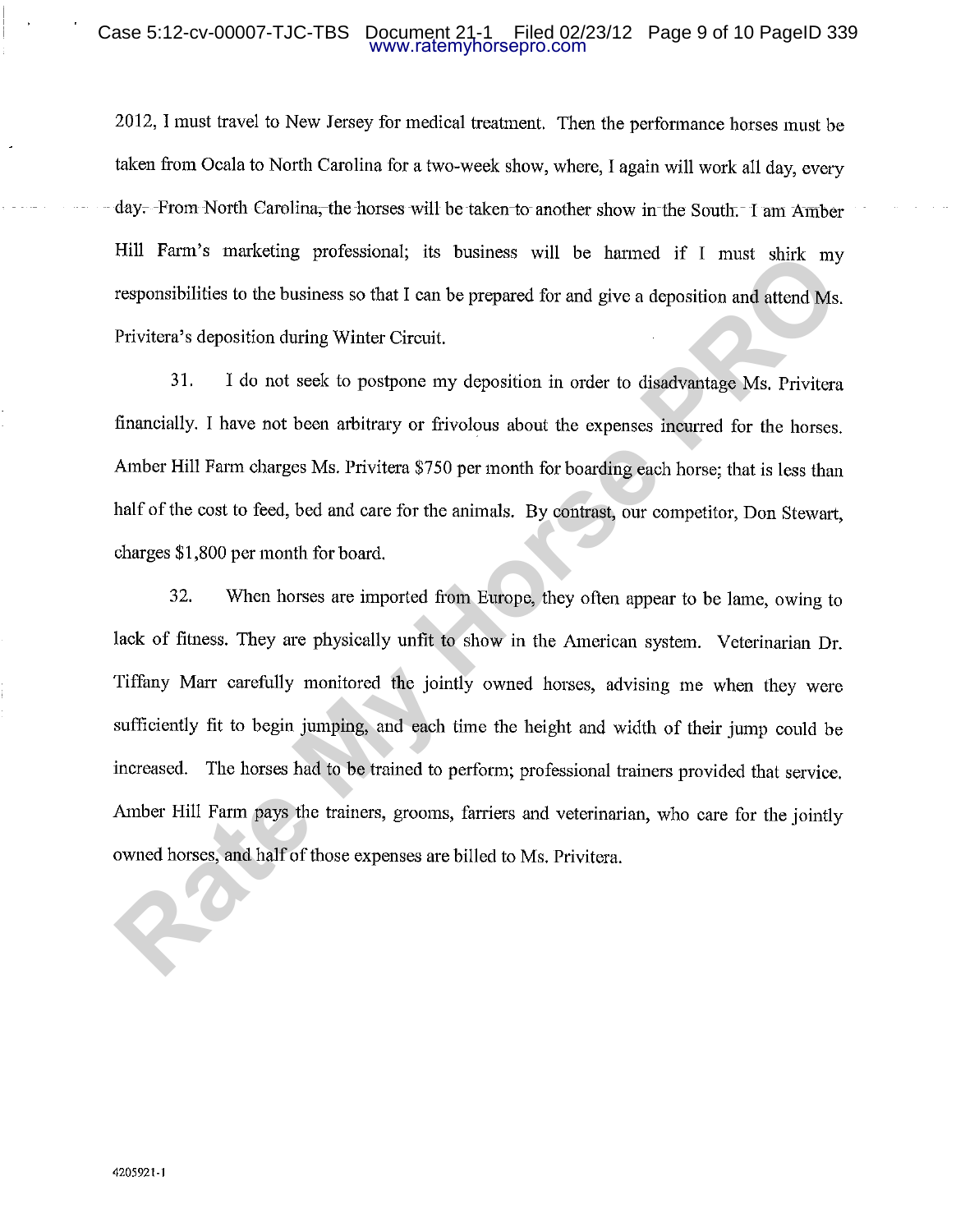2012, I must travel to New Jersey for medical treatment. Then the performance horses must be taken from Ocala to North Carolina for a two-week show, where, I again will work all day, every day. From North Carolina, the horses will be taken to another show in the South. I am Amber Hill Farm's marketing professional; its business will be harmed if I must shirk my responsibilities to the business so that I can be prepared for and give a deposition and attend Ms. Privitera's deposition during Winter Circuit.

31. I do not seek to postpone my deposition in order to disadvantage Ms. Privitera financially. I have not been arbitrary or frivolous about the expenses incurred for the horses. Amber Hill Farm charges Ms. Privitera $750 per month for boarding each horse; that is less than half of the cost to feed, bed and care for the animals. By contrast, our competitor, Don Stewart, charges $1,800 per month for board.

32. When horses are imported from Europe, they often appear to be lame, owing to lack of fitness. They are physically unfit to show in the American system. Veterinarian Dr. Tiffany Marr carefully monitored the jointly owned horses, advising me when they were sufficiently fit to begin jumping, and each time the height and width of their jump could be increased. The horses had to be trained to perform; professional trainers provided that service. Amber Hill Farm pays the trainers, grooms, farriers and veterinarian, who care for the jointly owned horses, and half of those expenses are billed to Ms. Privitera.

4205921-1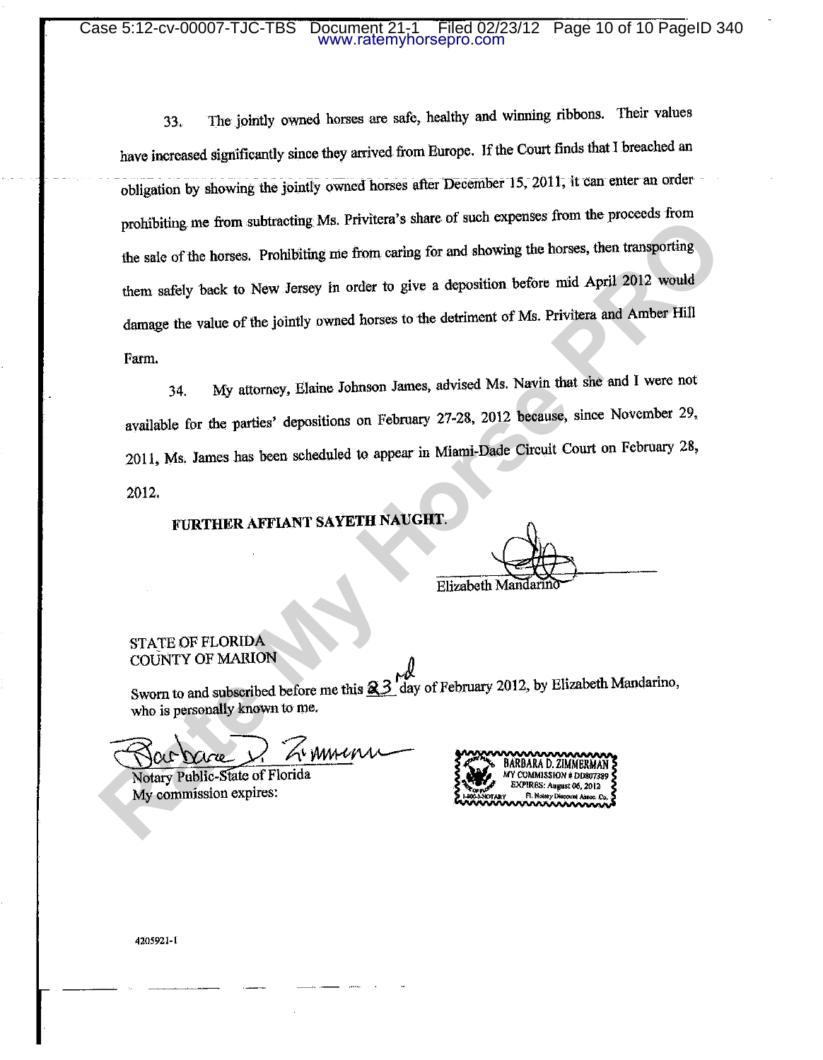33. The jointly owned horses are safe, healthy and winning ribbons. Their values have increased significantly since they arrived from Europe. If the Court finds that I breached an obligation by showing the jointly owned horses after December 15, 2011, it can enter an order prohibiting me from subtracting Ms. Privitera's share of such expenses from the proceeds from the sale of the horses. Prohibiting me from caring for and showing the horses, then transporting them safely back to New Jersey in order to give a deposition before mid April 2012 would damage the value of the jointly owned horses to the detriment of Ms. Privitera and Amber Hill Farm.

34. My attorney, Elaine Johnson James, advised Ms. Navin that she and I were not available for the parties' depositions on February 27-28, 2012 because, since November 29, 2011, Ms. James has been scheduled to appear in Miami-Dade Circuit Court on February 28, 2012.

**FURTHER AFFIANT SAYETH NAUGHT.**

Elizabeth Mandarino

STATE OF FLORIDA
COUNTY OF MARION

Sworn to and subscribed before me this 23rd day of February 2012, by Elizabeth Mandarino, who is personally known to me.

Notary Public-State of Florida
My commission expires:

BARBARA D. ZIMMERMAN
MY COMMISSION # DD807389
EXPIRES: August 06, 2012
1-800-3-NOTARY Fl. Notary Discount Assoc. Co.

4205921-1